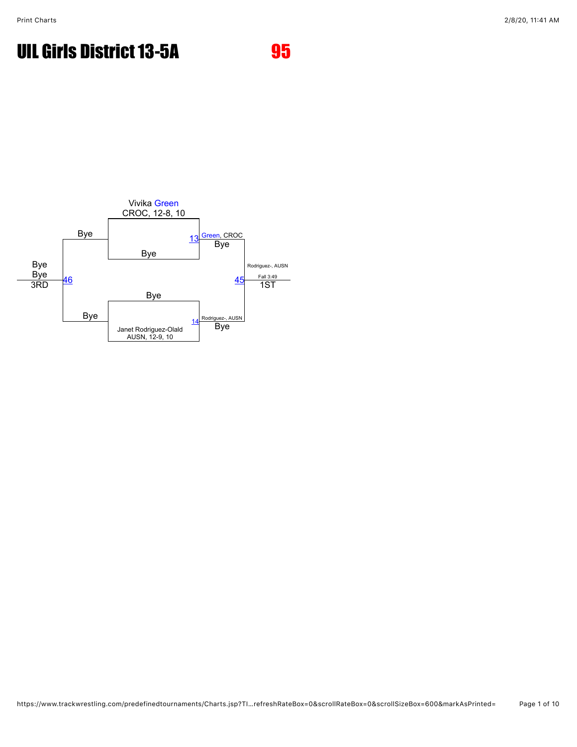# UIL Girls District 13-5A

## 95

Vivika Green
CROC, 12-8, 10

Bye

13 Green, CROC
Bye

Bye

Janet Rodriguez-Olald
AUSN, 12-9, 10

14 Rodriguez-, AUSN
Bye

45 Rodriguez-, AUSN
Fall 3:49
1ST

Bye

Bye

46 Bye
Bye
3RD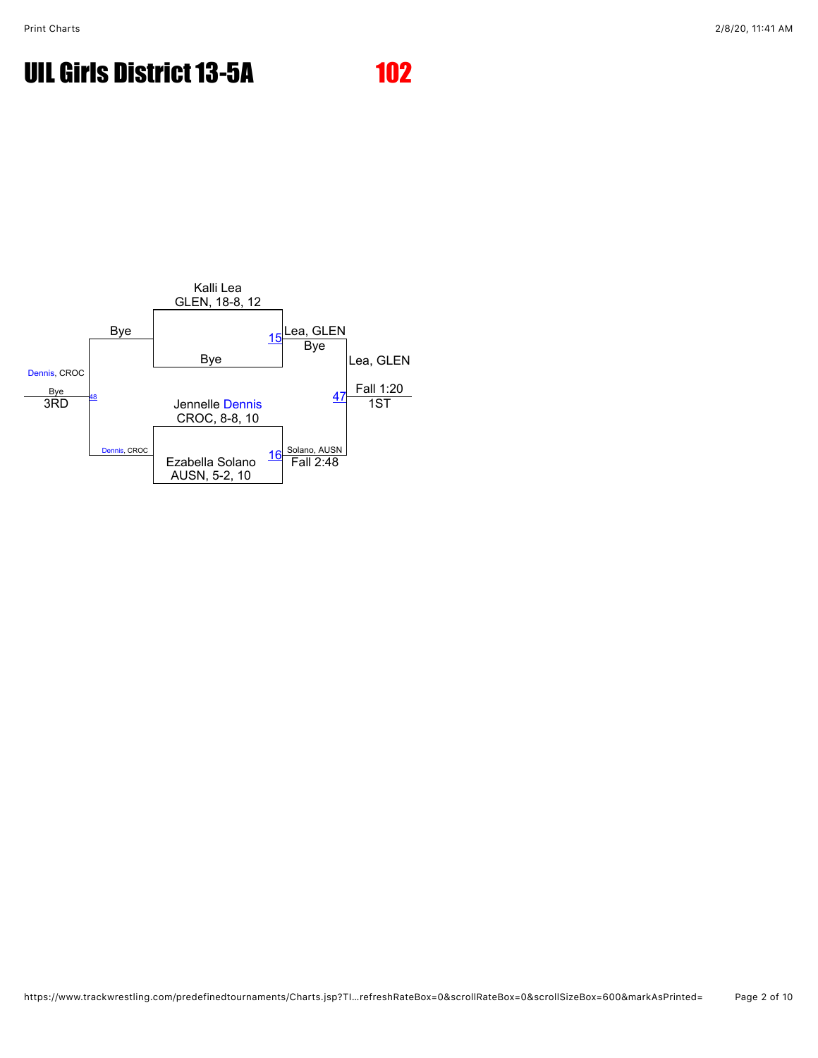# UIL Girls District 13-5A

## 102

### Championship Bracket

| Match | Wrestler 1 | Wrestler 2 | Winner | Result |
|---|---|---|---|---|
| 15 | Kalli Lea, GLEN, 18-8, 12 | Bye | Lea, GLEN | Bye |
| 16 | Jennelle Dennis, CROC, 8-8, 10 | Ezabella Solano, AUSN, 5-2, 10 | Solano, AUSN | Fall 2:48 |
| 47 | Lea, GLEN | Solano, AUSN | Lea, GLEN (1ST) | Fall 1:20 |

### Consolation Bracket

| Match | Wrestler 1 | Wrestler 2 | Winner | Result |
|---|---|---|---|---|
| 48 | Bye | Dennis, CROC | Dennis, CROC (3RD) | Bye |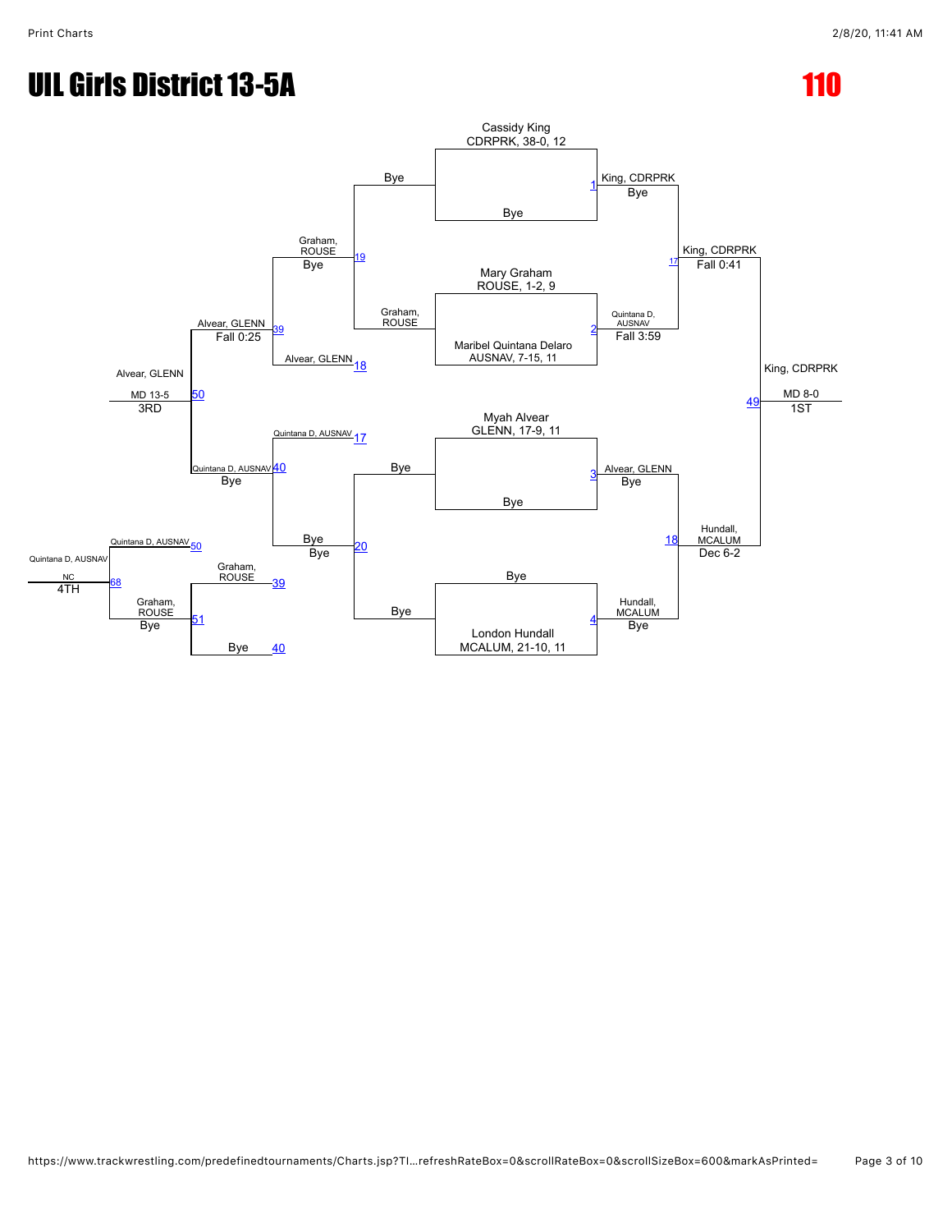# UIL Girls District 13-5A

# 110

## Championship Bracket

**First Round**

- Match 1: Cassidy King, CDRPRK, 38-0, 12 vs. Bye — Winner: King, CDRPRK (Bye)
- Match 2: Mary Graham, ROUSE, 1-2, 9 vs. Maribel Quintana Delaro, AUSNAV, 7-15, 11 — Winner: Quintana D, AUSNAV (Fall 3:59)
- Match 3: Myah Alvear, GLENN, 17-9, 11 vs. Bye — Winner: Alvear, GLENN (Bye)
- Match 4: Bye vs. London Hundall, MCALUM, 21-10, 11 — Winner: Hundall, MCALUM (Bye)

**Semifinals**

- Match 17: King, CDRPRK vs. Quintana D, AUSNAV — Winner: King, CDRPRK (Fall 0:41)
- Match 18: Alvear, GLENN vs. Hundall, MCALUM — Winner: Hundall, MCALUM (Dec 6-2)

**Final**

- Match 49: King, CDRPRK vs. Hundall, MCALUM — Winner: King, CDRPRK (MD 8-0) — 1ST

## Consolation Bracket

- Match 19: Bye vs. Graham, ROUSE — Winner: Graham, ROUSE (Bye)
- Match 20: Bye vs. Bye — Bye (Bye)
- Match 39: Graham, ROUSE vs. Alvear, GLENN (loser of 18) — Winner: Alvear, GLENN (Fall 0:25)
- Match 40: Quintana D, AUSNAV (loser of 17) vs. Bye — Winner: Quintana D, AUSNAV (Bye)
- Match 50: Alvear, GLENN vs. Quintana D, AUSNAV — Winner: Alvear, GLENN (MD 13-5) — 3RD

**Fifth/Fourth Place**

- Match 51: Graham, ROUSE (loser of 39) vs. Bye (loser of 40) — Winner: Graham, ROUSE (Bye)
- Match 68: Quintana D, AUSNAV (loser of 50) vs. Graham, ROUSE — Winner: Quintana D, AUSNAV (NC) — 4TH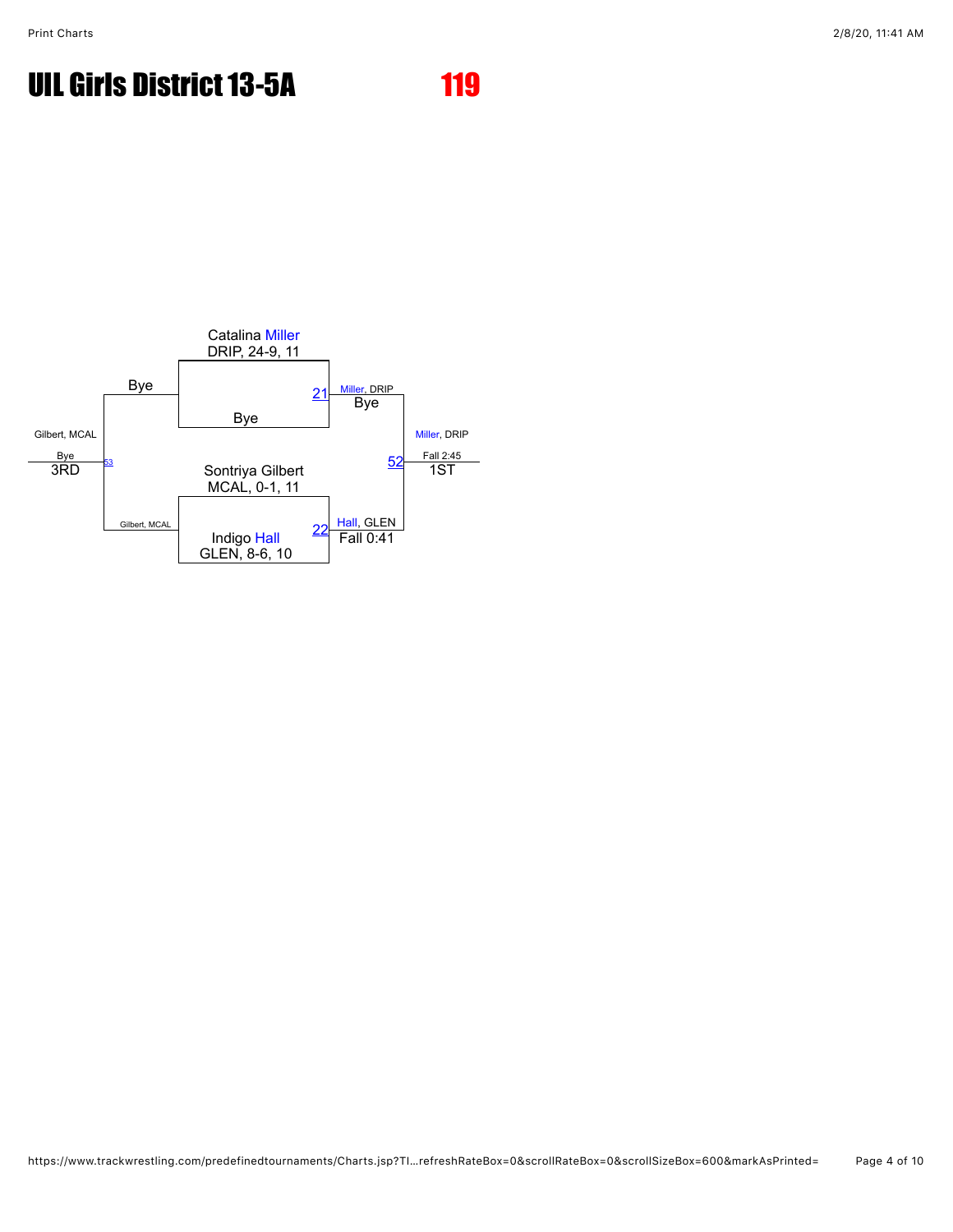# UIL Girls District 13-5A

## 119

Catalina Miller
DRIP, 24-9, 11

Bye

21 — Miller, DRIP
Bye

Sontriya Gilbert
MCAL, 0-1, 11

Indigo Hall
GLEN, 8-6, 10

22 — Hall, GLEN
Fall 0:41

52 — Miller, DRIP
Fall 2:45
1ST

Bye

Gilbert, MCAL

53 — Gilbert, MCAL
Bye
3RD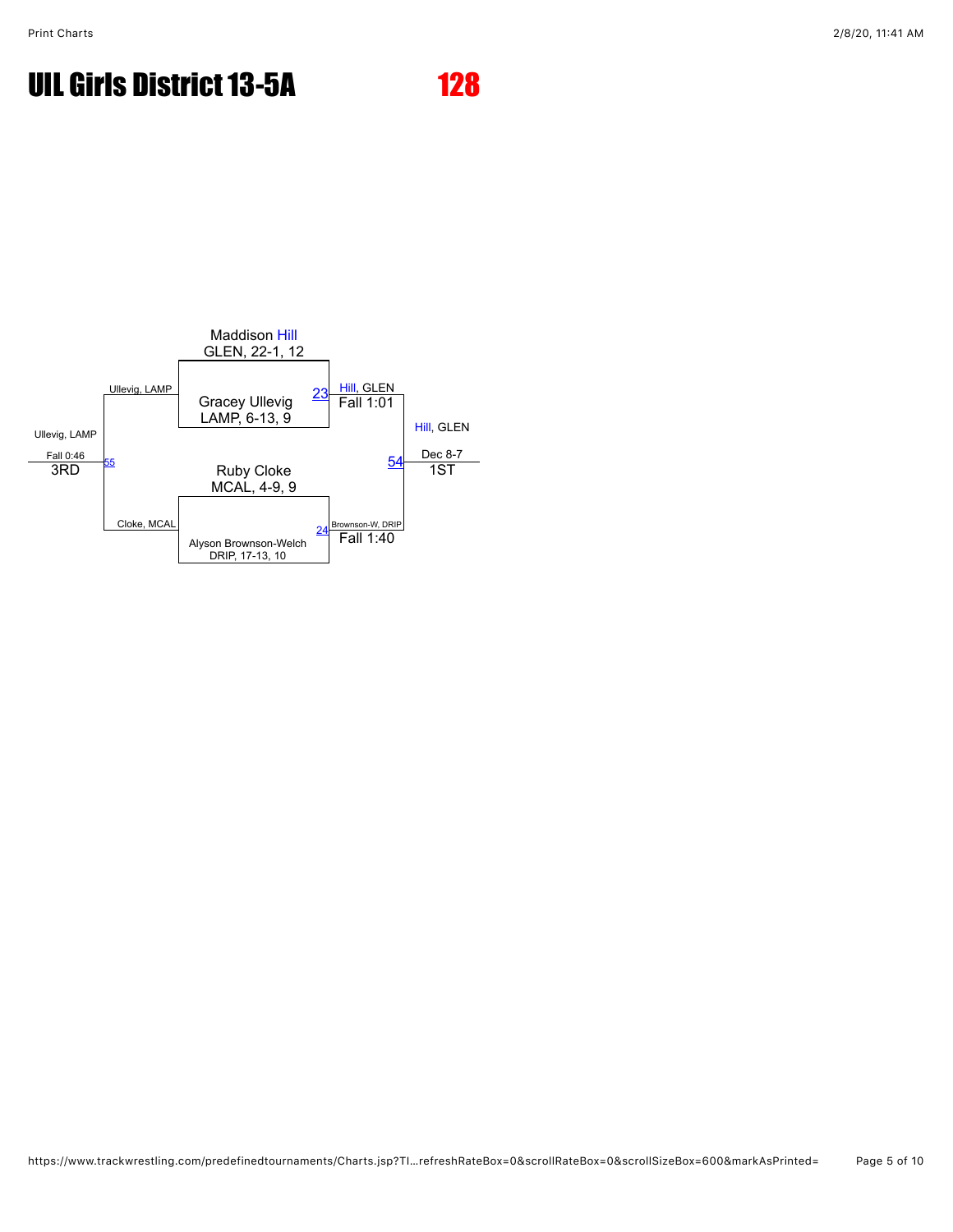# UIL Girls District 13-5A

## 128

**Championship Bracket**

| Wrestler | Team, Record, Grade | Match | Result |
| --- | --- | --- | --- |
| Maddison Hill | GLEN, 22-1, 12 | 23 | Hill, GLEN — Fall 1:01 |
| Gracey Ullevig | LAMP, 6-13, 9 | | |
| Ruby Cloke | MCAL, 4-9, 9 | 24 | Brownson-W, DRIP — Fall 1:40 |
| Alyson Brownson-Welch | DRIP, 17-13, 10 | | |

**1ST** — Match 54: Hill, GLEN — Dec 8-7

**3RD** — Match 55: Ullevig, LAMP vs. Cloke, MCAL — Ullevig, LAMP — Fall 0:46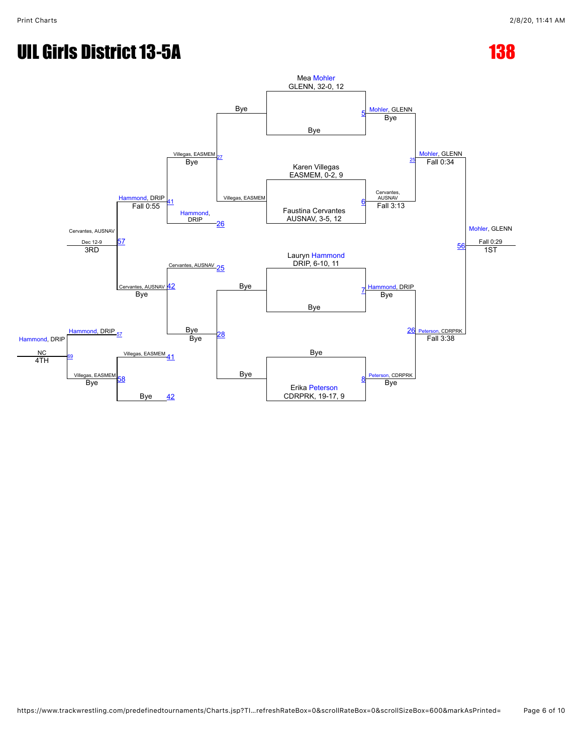# UIL Girls District 13-5A

# 138

## Championship Bracket

**Match 5:** Mea Mohler (GLENN, 32-0, 12) vs. Bye — Mohler, GLENN — Bye

**Match 6:** Karen Villegas (EASMEM, 0-2, 9) vs. Faustina Cervantes (AUSNAV, 3-5, 12) — Cervantes, AUSNAV — Fall 3:13

**Match 7:** Lauryn Hammond (DRIP, 6-10, 11) vs. Bye — Hammond, DRIP — Bye

**Match 8:** Bye vs. Erika Peterson (CDRPRK, 19-17, 9) — Peterson, CDRPRK — Bye

**Match 25:** Mohler, GLENN vs. Cervantes, AUSNAV — Mohler, GLENN — Fall 0:34

**Match 26:** Hammond, DRIP vs. Peterson, CDRPRK — Peterson, CDRPRK — Fall 3:38

**Match 56:** Mohler, GLENN vs. Peterson, CDRPRK — Mohler, GLENN — Fall 0:29 — 1ST

## Consolation Bracket

**Match 27:** Bye vs. Villegas, EASMEM — Villegas, EASMEM — Bye

**Match 28:** Bye vs. Bye — Bye — Bye

**Match 41:** Villegas, EASMEM vs. Hammond, DRIP — Hammond, DRIP — Fall 0:55

**Match 42:** Cervantes, AUSNAV vs. Bye — Cervantes, AUSNAV — Bye

**Match 57:** Hammond, DRIP vs. Cervantes, AUSNAV — Cervantes, AUSNAV — Dec 12-9 — 3RD

**Match 58:** Villegas, EASMEM vs. Bye — Villegas, EASMEM — Bye

**Match 69:** Hammond, DRIP vs. Villegas, EASMEM — Hammond, DRIP — NC — 4TH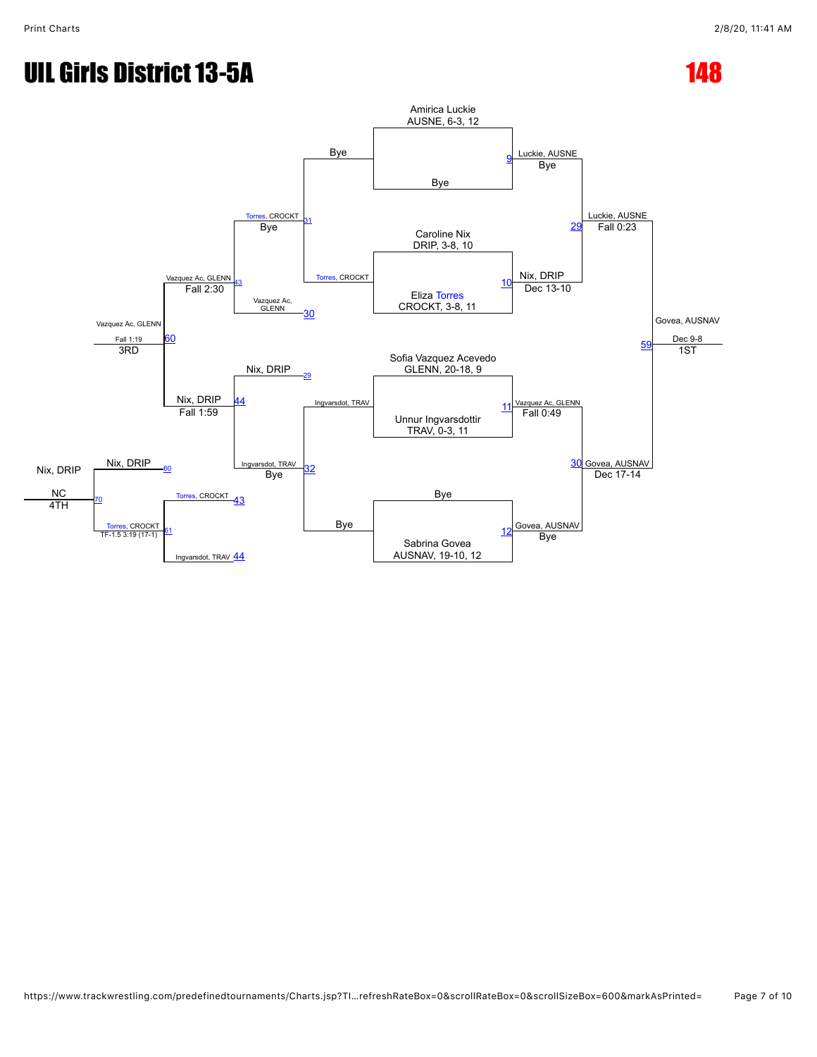# UIL Girls District 13-5A

## 148

### Championship Bracket

**Match 9:** Amirica Luckie, AUSNE, 6-3, 12 vs Bye — Luckie, AUSNE (Bye)

**Match 10:** Caroline Nix, DRIP, 3-8, 10 vs Eliza Torres, CROCKT, 3-8, 11 — Nix, DRIP (Dec 13-10)

**Match 11:** Sofia Vazquez Acevedo, GLENN, 20-18, 9 vs Unnur Ingvarsdottir, TRAV, 0-3, 11 — Vazquez Ac, GLENN (Fall 0:49)

**Match 12:** Bye vs Sabrina Govea, AUSNAV, 19-10, 12 — Govea, AUSNAV (Bye)

**Match 29:** Luckie, AUSNE vs Nix, DRIP — Luckie, AUSNE (Fall 0:23)

**Match 30:** Vazquez Ac, GLENN vs Govea, AUSNAV — Govea, AUSNAV (Dec 17-14)

**Match 59:** Luckie, AUSNE vs Govea, AUSNAV — Govea, AUSNAV (Dec 9-8) — 1ST

### Consolation Bracket

**Match 31:** Bye vs Torres, CROCKT — Torres, CROCKT (Bye)

**Match 32:** Ingvarsdot, TRAV vs Bye — Ingvarsdot, TRAV (Bye)

**Match 43:** Torres, CROCKT vs Vazquez Ac, GLENN (loser 30) — Vazquez Ac, GLENN (Fall 2:30)

**Match 44:** Nix, DRIP (loser 29) vs Ingvarsdot, TRAV — Nix, DRIP (Fall 1:59)

**Match 60:** Vazquez Ac, GLENN vs Nix, DRIP — Vazquez Ac, GLENN (Fall 1:19) — 3RD

**Match 61:** Torres, CROCKT (loser 43) vs Ingvarsdot, TRAV (loser 44) — Torres, CROCKT (TF-1.5 3:19 (17-1))

**Match 70:** Nix, DRIP (loser 60) vs Torres, CROCKT — Nix, DRIP (NC) — 4TH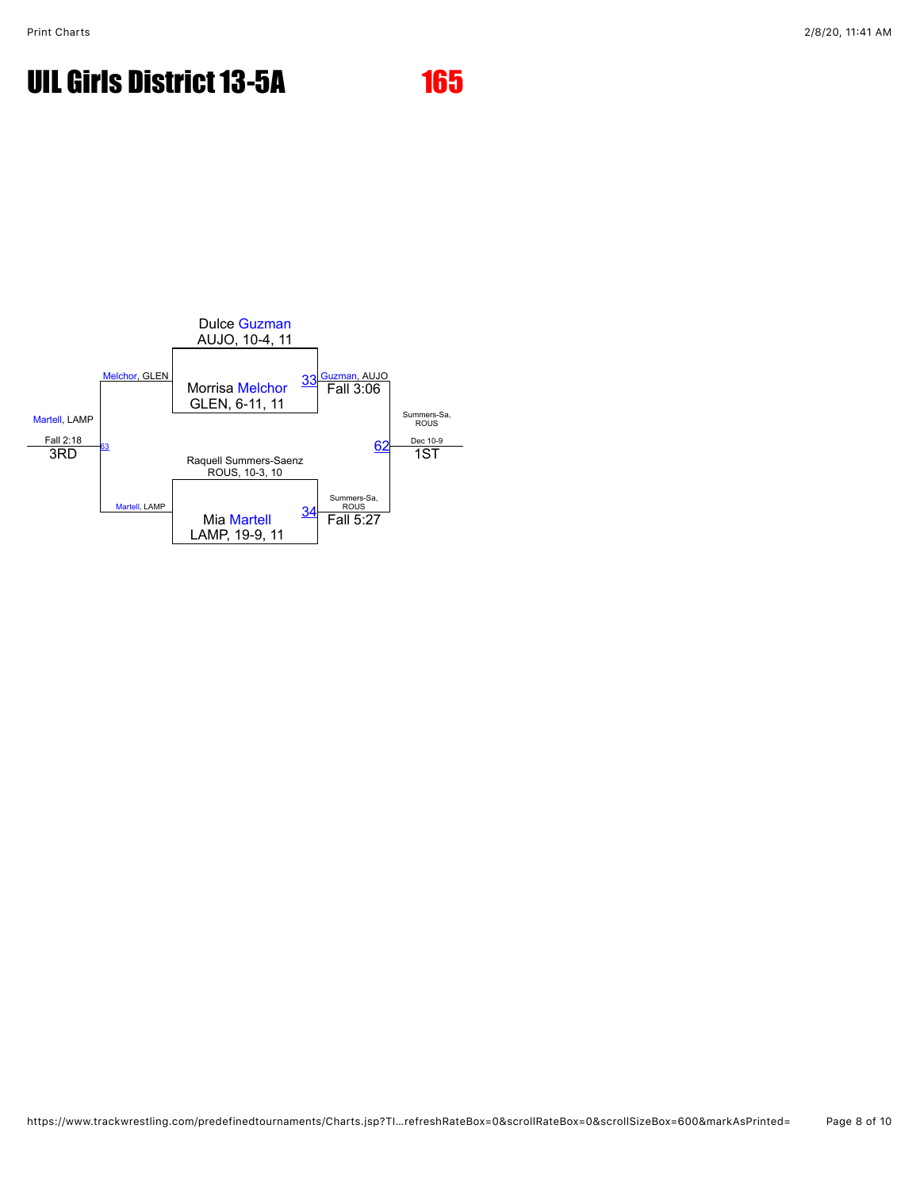# UIL Girls District 13-5A

## 165

Dulce Guzman
AUJO, 10-4, 11

Morrisa Melchor
GLEN, 6-11, 11

33 Guzman, AUJO
Fall 3:06

Raquell Summers-Saenz
ROUS, 10-3, 10

Mia Martell
LAMP, 19-9, 11

34 Summers-Sa, ROUS
Fall 5:27

62 Summers-Sa, ROUS
Dec 10-9
1ST

Melchor, GLEN

Martell, LAMP

63 Martell, LAMP
Fall 2:18
3RD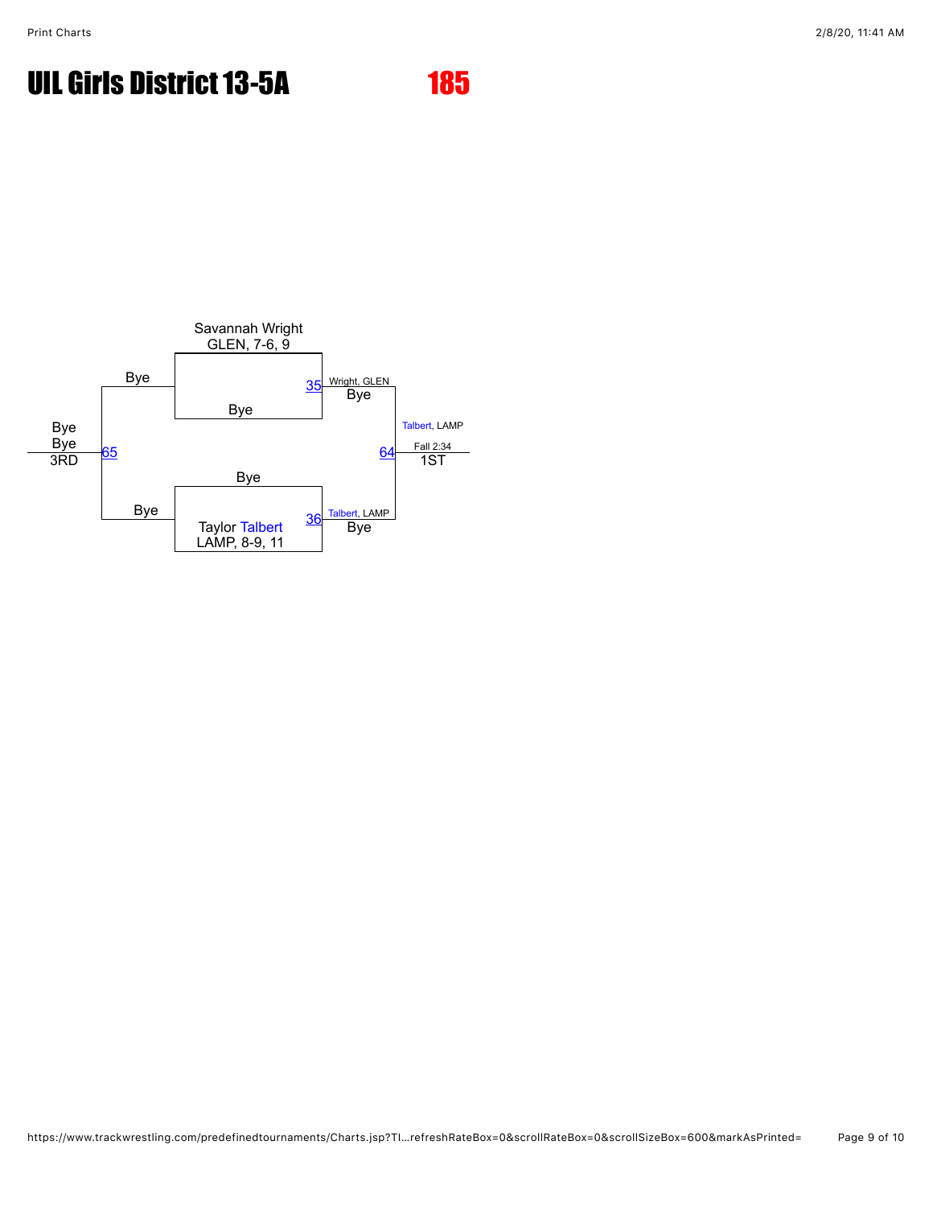# UIL Girls District 13-5A

## 185

Savannah Wright
GLEN, 7-6, 9

Bye

35 — Wright, GLEN
Bye

Bye

Taylor Talbert
LAMP, 8-9, 11

36 — Talbert, LAMP
Bye

64 — Talbert, LAMP
Fall 2:34
1ST

Bye

Bye

65 — Bye
Bye
3RD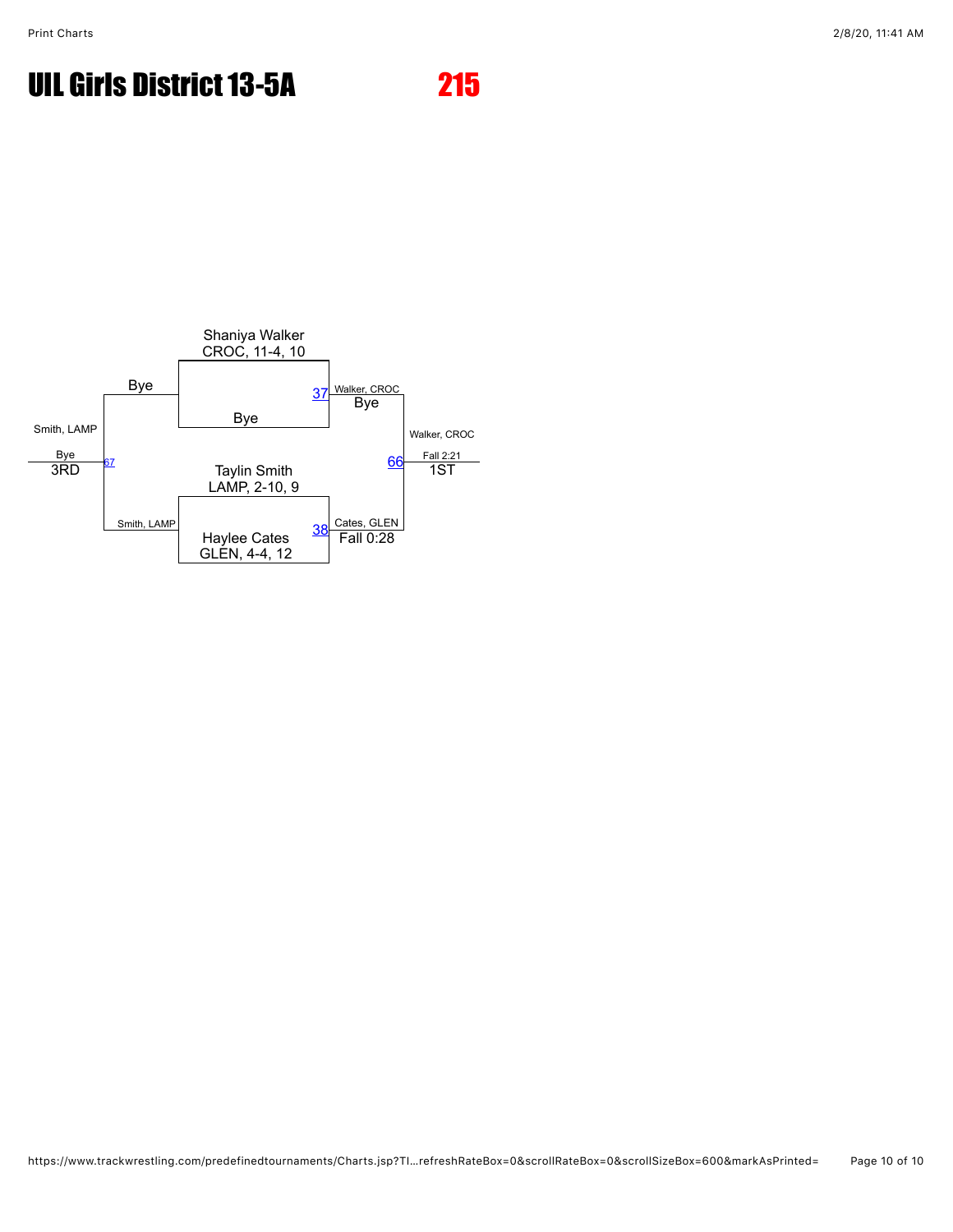# UIL Girls District 13-5A

# 215

Shaniya Walker
CROC, 11-4, 10

Bye

37

Walker, CROC
Bye

Taylin Smith
LAMP, 2-10, 9

Haylee Cates
GLEN, 4-4, 12

38

Cates, GLEN
Fall 0:28

66

Walker, CROC
Fall 2:21
1ST

Bye

Smith, LAMP

67

Smith, LAMP
Bye
3RD